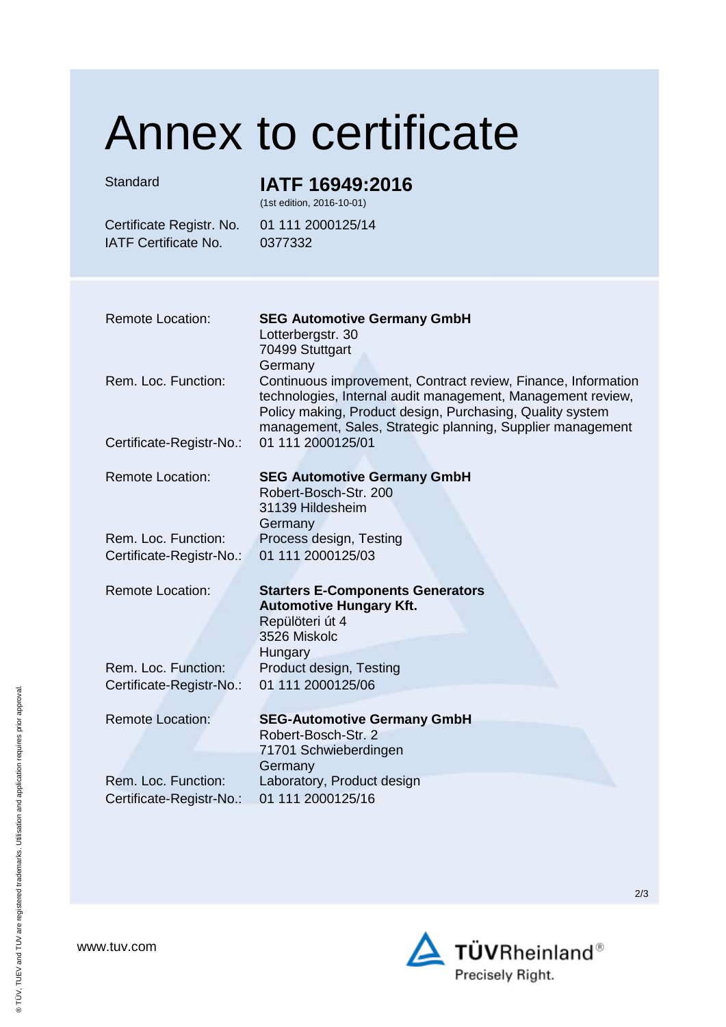# Annex to certificate

| | |
|---|---|
| Standard | **IATF 16949:2016**<br>(1st edition, 2016-10-01) |
| Certificate Registr. No. | 01 111 2000125/14 |
| IATF Certificate No. | 0377332 |

| | |
|---|---|
| Remote Location: | **SEG Automotive Germany GmbH**<br>Lotterbergstr. 30<br>70499 Stuttgart<br>Germany |
| Rem. Loc. Function: | Continuous improvement, Contract review, Finance, Information technologies, Internal audit management, Management review, Policy making, Product design, Purchasing, Quality system management, Sales, Strategic planning, Supplier management |
| Certificate-Registr-No.: | 01 111 2000125/01 |
| Remote Location: | **SEG Automotive Germany GmbH**<br>Robert-Bosch-Str. 200<br>31139 Hildesheim<br>Germany |
| Rem. Loc. Function: | Process design, Testing |
| Certificate-Registr-No.: | 01 111 2000125/03 |
| Remote Location: | **Starters E-Components Generators Automotive Hungary Kft.**<br>Repülöteri út 4<br>3526 Miskolc<br>Hungary |
| Rem. Loc. Function: | Product design, Testing |
| Certificate-Registr-No.: | 01 111 2000125/06 |
| Remote Location: | **SEG-Automotive Germany GmbH**<br>Robert-Bosch-Str. 2<br>71701 Schwieberdingen<br>Germany |
| Rem. Loc. Function: | Laboratory, Product design |
| Certificate-Registr-No.: | 01 111 2000125/16 |

www.tuv.com

TÜVRheinland® Precisely Right.

® TÜV, TUEV and TUV are registered trademarks. Utilisation and application requires prior approval.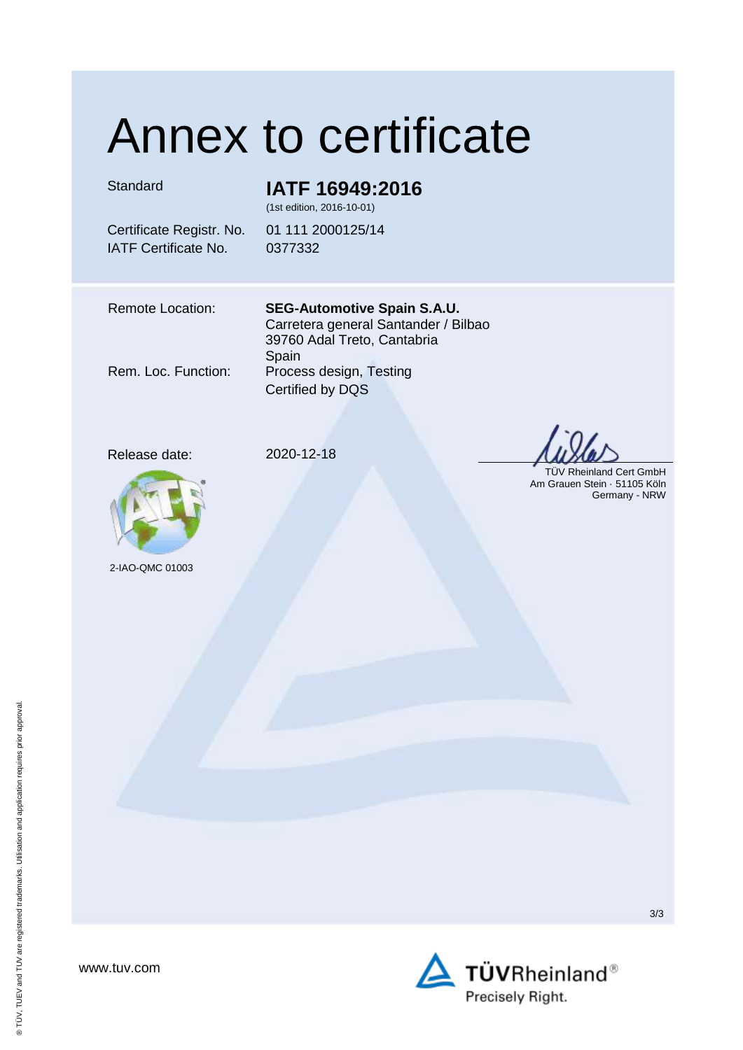# Annex to certificate

| | |
|---|---|
| Standard | **IATF 16949:2016** (1st edition, 2016-10-01) |
| Certificate Registr. No. | 01 111 2000125/14 |
| IATF Certificate No. | 0377332 |

| | |
|---|---|
| Remote Location: | **SEG-Automotive Spain S.A.U.** Carretera general Santander / Bilbao 39760 Adal Treto, Cantabria Spain |
| Rem. Loc. Function: | Process design, Testing Certified by DQS |

Release date: 2020-12-18

TÜV Rheinland Cert GmbH
Am Grauen Stein · 51105 Köln
Germany - NRW

2-IAO-QMC 01003

www.tuv.com

TÜVRheinland®
Precisely Right.

® TÜV, TUEV and TUV are registered trademarks. Utilisation and application requires prior approval.